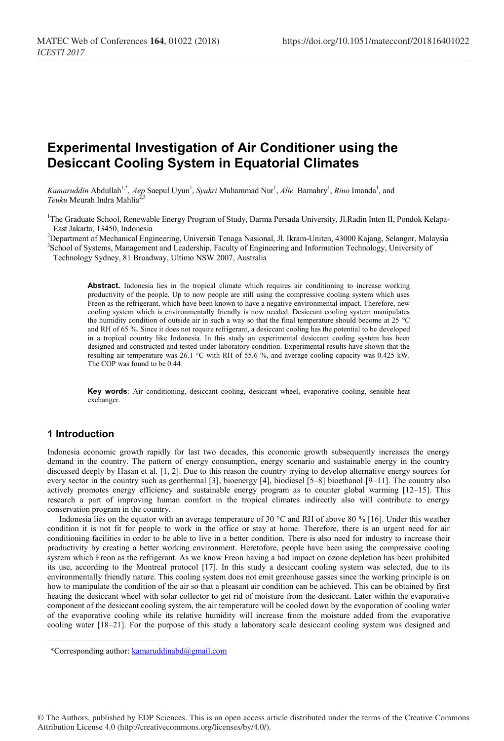# Experimental Investigation of Air Conditioner using the Desiccant Cooling System in Equatorial Climates

*Kamaruddin* Abdullah[1,*], *Aep* Saepul Uyun[1], *Syukri* Muhammad Nur[1], *Alie* Bamahry[1], *Rino* Imanda[1], and *Teuku* Meurah Indra Mahlia[2,3]

[1]The Graduate School, Renewable Energy Program of Study, Darma Persada University, Jl.Radin Inten II, Pondok Kelapa-East Jakarta, 13450, Indonesia

[2]Department of Mechanical Engineering, Universiti Tenaga Nasional, Jl. Ikram-Uniten, 43000 Kajang, Selangor, Malaysia

[3]School of Systems, Management and Leadership, Faculty of Engineering and Information Technology, University of Technology Sydney, 81 Broadway, Ultimo NSW 2007, Australia

**Abstract.** Indonesia lies in the tropical climate which requires air conditioning to increase working productivity of the people. Up to now people are still using the compressive cooling system which uses Freon as the refrigerant, which have been known to have a negative environmental impact. Therefore, new cooling system which is environmentally friendly is now needed. Desiccant cooling system manipulates the humidity condition of outside air in such a way so that the final temperature should become at 25 °C and RH of 65 %. Since it does not require refrigerant, a desiccant cooling has the potential to be developed in a tropical country like Indonesia. In this study an experimental desiccant cooling system has been designed and constructed and tested under laboratory condition. Experimental results have shown that the resulting air temperature was 26.1 °C with RH of 55.6 %, and average cooling capacity was 0.425 kW. The COP was found to be 0.44.

**Key words**: Air conditioning, desiccant cooling, desiccant wheel, evaporative cooling, sensible heat exchanger.

## 1 Introduction

Indonesia economic growth rapidly for last two decades, this economic growth subsequently increases the energy demand in the country. The pattern of energy consumption, energy scenario and sustainable energy in the country discussed deeply by Hasan et al. [1, 2]. Due to this reason the country trying to develop alternative energy sources for every sector in the country such as geothermal [3], bioenergy [4], biodiesel [5–8] bioethanol [9–11]. The country also actively promotes energy efficiency and sustainable energy program as to counter global warming [12–15]. This research a part of improving human comfort in the tropical climates indirectly also will contribute to energy conservation program in the country.

Indonesia lies on the equator with an average temperature of 30 °C and RH of above 80 % [16]. Under this weather condition it is not fit for people to work in the office or stay at home. Therefore, there is an urgent need for air conditioning facilities in order to be able to live in a better condition. There is also need for industry to increase their productivity by creating a better working environment. Heretofore, people have been using the compressive cooling system which Freon as the refrigerant. As we know Freon having a bad impact on ozone depletion has been prohibited its use, according to the Montreal protocol [17]. In this study a desiccant cooling system was selected, due to its environmentally friendly nature. This cooling system does not emit greenhouse gasses since the working principle is on how to manipulate the condition of the air so that a pleasant air condition can be achieved. This can be obtained by first heating the desiccant wheel with solar collector to get rid of moisture from the desiccant. Later within the evaporative component of the desiccant cooling system, the air temperature will be cooled down by the evaporation of cooling water of the evaporative cooling while its relative humidity will increase from the moisture added from the evaporative cooling water [18–21]. For the purpose of this study a laboratory scale desiccant cooling system was designed and

*Corresponding author: kamaruddinabd@gmail.com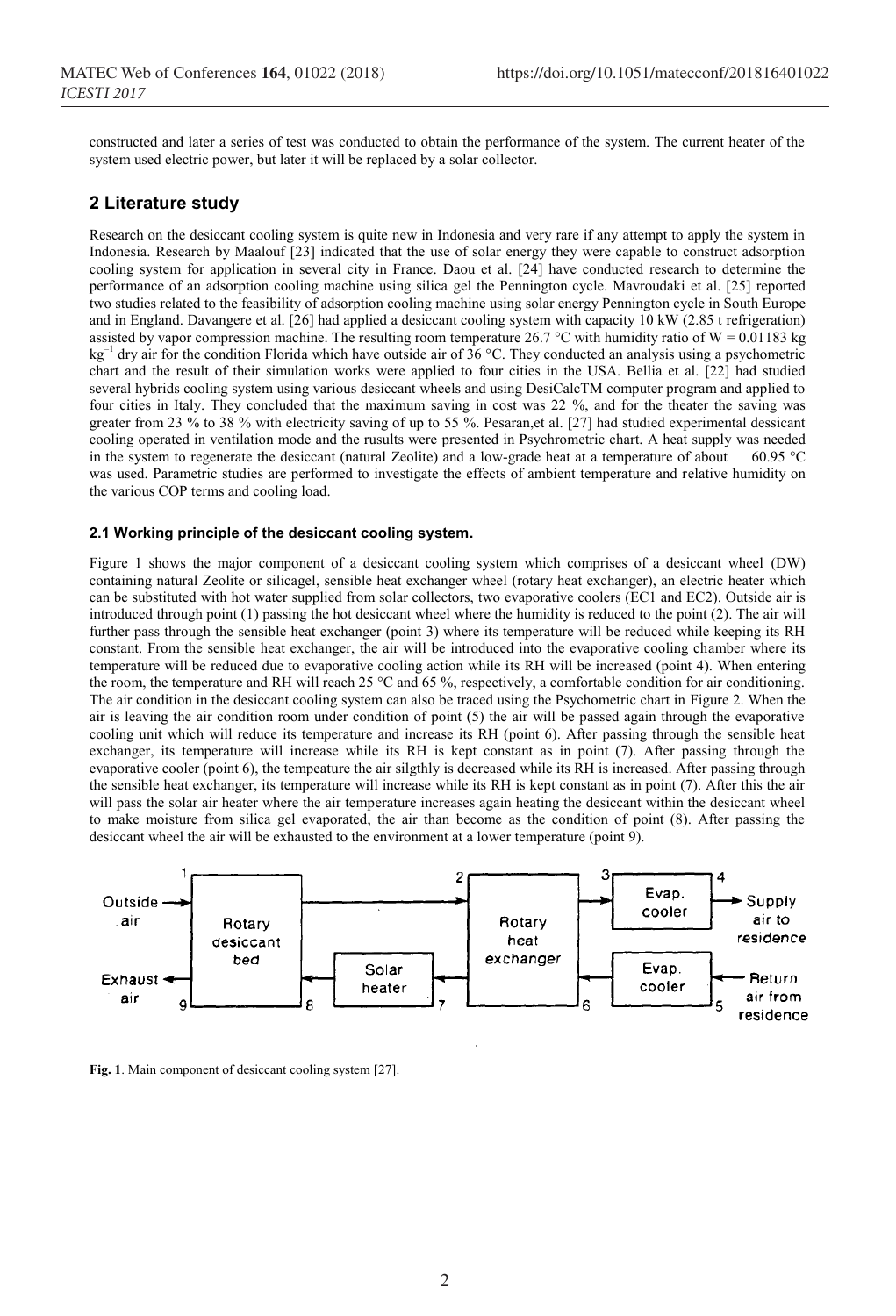constructed and later a series of test was conducted to obtain the performance of the system. The current heater of the system used electric power, but later it will be replaced by a solar collector.

## 2 Literature study

Research on the desiccant cooling system is quite new in Indonesia and very rare if any attempt to apply the system in Indonesia. Research by Maalouf [23] indicated that the use of solar energy they were capable to construct adsorption cooling system for application in several city in France. Daou et al. [24] have conducted research to determine the performance of an adsorption cooling machine using silica gel the Pennington cycle. Mavroudaki et al. [25] reported two studies related to the feasibility of adsorption cooling machine using solar energy Pennington cycle in South Europe and in England. Davangere et al. [26] had applied a desiccant cooling system with capacity 10 kW (2.85 t refrigeration) assisted by vapor compression machine. The resulting room temperature 26.7 °C with humidity ratio of W = 0.01183 kg $kg^{-1}$ dry air for the condition Florida which have outside air of 36 °C. They conducted an analysis using a psychometric chart and the result of their simulation works were applied to four cities in the USA. Bellia et al. [22] had studied several hybrids cooling system using various desiccant wheels and using DesiCalcTM computer program and applied to four cities in Italy. They concluded that the maximum saving in cost was 22 %, and for the theater the saving was greater from 23 % to 38 % with electricity saving of up to 55 %. Pesaran,et al. [27] had studied experimental dessicant cooling operated in ventilation mode and the rusults were presented in Psychrometric chart. A heat supply was needed in the system to regenerate the desiccant (natural Zeolite) and a low-grade heat at a temperature of about 60.95 °C was used. Parametric studies are performed to investigate the effects of ambient temperature and relative humidity on the various COP terms and cooling load.

### 2.1 Working principle of the desiccant cooling system.

Figure 1 shows the major component of a desiccant cooling system which comprises of a desiccant wheel (DW) containing natural Zeolite or silicagel, sensible heat exchanger wheel (rotary heat exchanger), an electric heater which can be substituted with hot water supplied from solar collectors, two evaporative coolers (EC1 and EC2). Outside air is introduced through point (1) passing the hot desiccant wheel where the humidity is reduced to the point (2). The air will further pass through the sensible heat exchanger (point 3) where its temperature will be reduced while keeping its RH constant. From the sensible heat exchanger, the air will be introduced into the evaporative cooling chamber where its temperature will be reduced due to evaporative cooling action while its RH will be increased (point 4). When entering the room, the temperature and RH will reach 25 °C and 65 %, respectively, a comfortable condition for air conditioning. The air condition in the desiccant cooling system can also be traced using the Psychometric chart in Figure 2. When the air is leaving the air condition room under condition of point (5) the air will be passed again through the evaporative cooling unit which will reduce its temperature and increase its RH (point 6). After passing through the sensible heat exchanger, its temperature will increase while its RH is kept constant as in point (7). After passing through the evaporative cooler (point 6), the tempeature the air silgthly is decreased while its RH is increased. After passing through the sensible heat exchanger, its temperature will increase while its RH is kept constant as in point (7). After this the air will pass the solar air heater where the air temperature increases again heating the desiccant within the desiccant wheel to make moisture from silica gel evaporated, the air than become as the condition of point (8). After passing the desiccant wheel the air will be exhausted to the environment at a lower temperature (point 9).

**Fig. 1**. Main component of desiccant cooling system [27].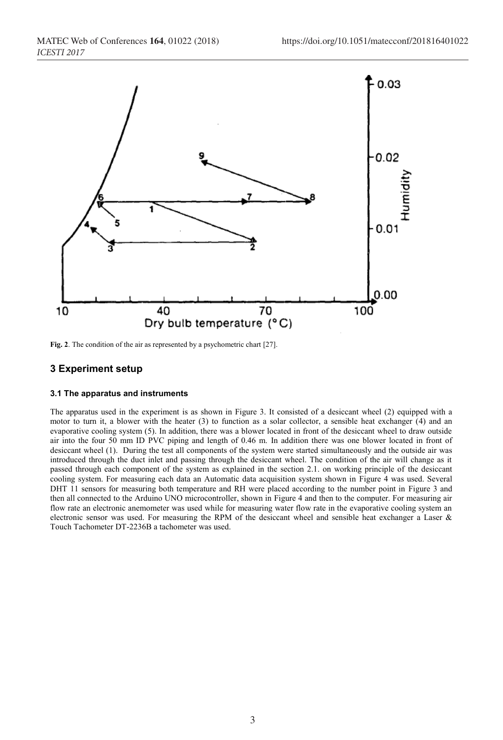**Fig. 2**. The condition of the air as represented by a psychometric chart [27].

## 3 Experiment setup

### 3.1 The apparatus and instruments

The apparatus used in the experiment is as shown in Figure 3. It consisted of a desiccant wheel (2) equipped with a motor to turn it, a blower with the heater (3) to function as a solar collector, a sensible heat exchanger (4) and an evaporative cooling system (5). In addition, there was a blower located in front of the desiccant wheel to draw outside air into the four 50 mm ID PVC piping and length of 0.46 m. In addition there was one blower located in front of desiccant wheel (1). During the test all components of the system were started simultaneously and the outside air was introduced through the duct inlet and passing through the desiccant wheel. The condition of the air will change as it passed through each component of the system as explained in the section 2.1. on working principle of the desiccant cooling system. For measuring each data an Automatic data acquisition system shown in Figure 4 was used. Several DHT 11 sensors for measuring both temperature and RH were placed according to the number point in Figure 3 and then all connected to the Arduino UNO microcontroller, shown in Figure 4 and then to the computer. For measuring air flow rate an electronic anemometer was used while for measuring water flow rate in the evaporative cooling system an electronic sensor was used. For measuring the RPM of the desiccant wheel and sensible heat exchanger a Laser & Touch Tachometer DT-2236B a tachometer was used.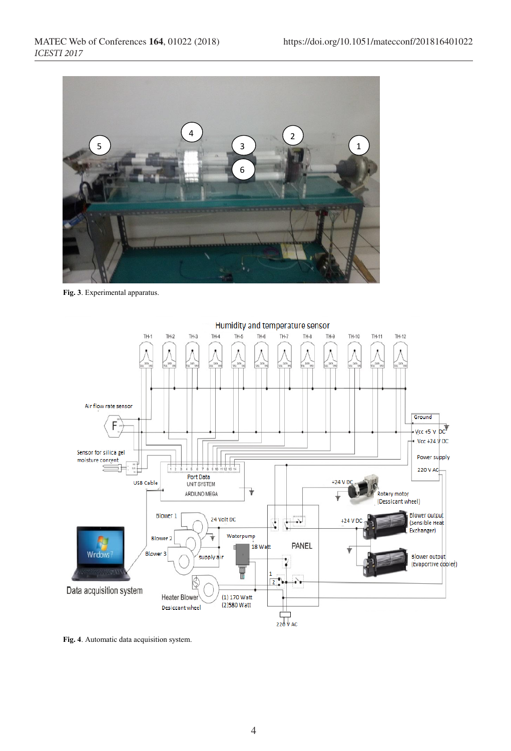**Fig. 3**. Experimental apparatus.

**Fig. 4**. Automatic data acquisition system.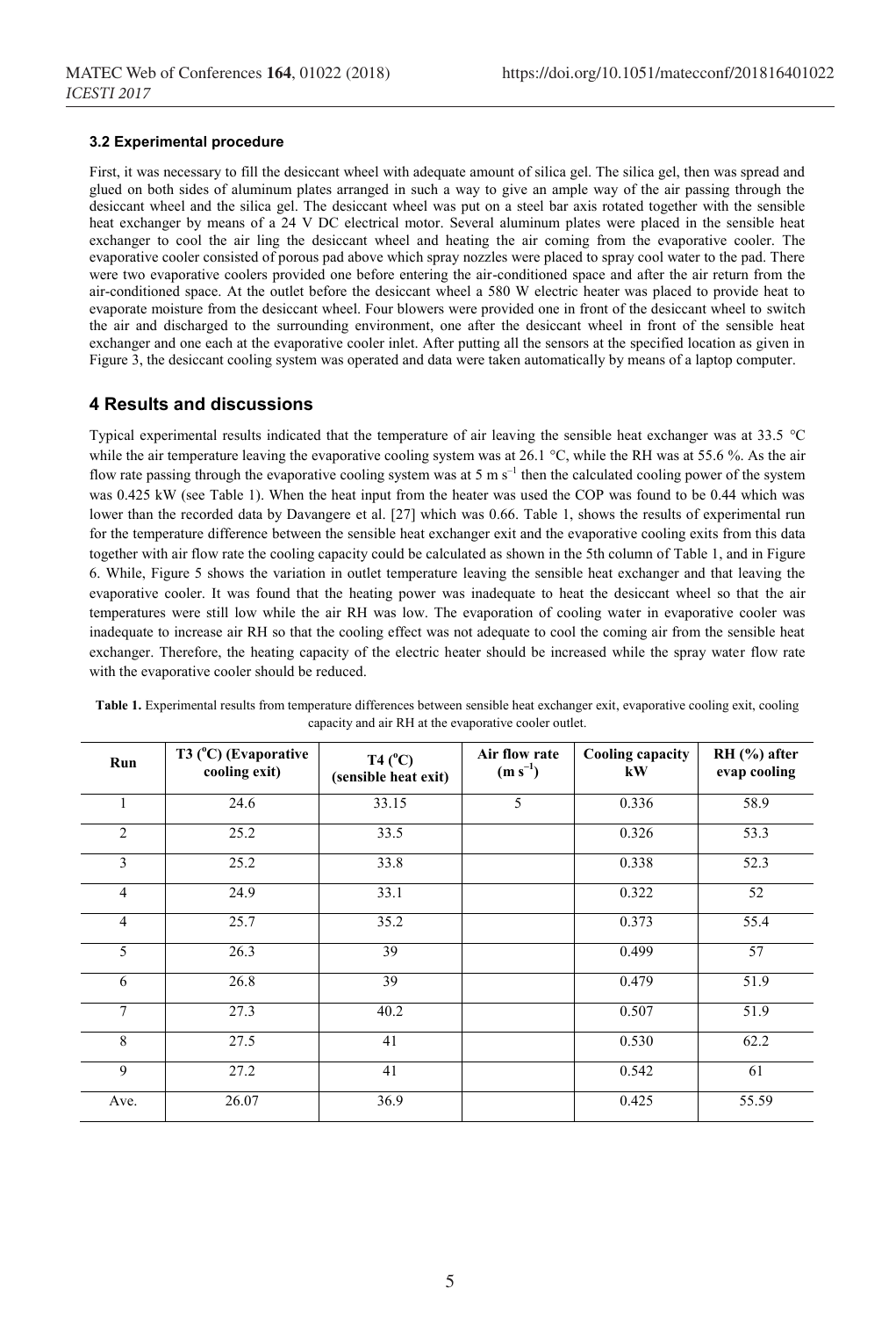### 3.2 Experimental procedure

First, it was necessary to fill the desiccant wheel with adequate amount of silica gel. The silica gel, then was spread and glued on both sides of aluminum plates arranged in such a way to give an ample way of the air passing through the desiccant wheel and the silica gel. The desiccant wheel was put on a steel bar axis rotated together with the sensible heat exchanger by means of a 24 V DC electrical motor. Several aluminum plates were placed in the sensible heat exchanger to cool the air ling the desiccant wheel and heating the air coming from the evaporative cooler. The evaporative cooler consisted of porous pad above which spray nozzles were placed to spray cool water to the pad. There were two evaporative coolers provided one before entering the air-conditioned space and after the air return from the air-conditioned space. At the outlet before the desiccant wheel a 580 W electric heater was placed to provide heat to evaporate moisture from the desiccant wheel. Four blowers were provided one in front of the desiccant wheel to switch the air and discharged to the surrounding environment, one after the desiccant wheel in front of the sensible heat exchanger and one each at the evaporative cooler inlet. After putting all the sensors at the specified location as given in Figure 3, the desiccant cooling system was operated and data were taken automatically by means of a laptop computer.

## 4 Results and discussions

Typical experimental results indicated that the temperature of air leaving the sensible heat exchanger was at 33.5 °C while the air temperature leaving the evaporative cooling system was at 26.1 °C, while the RH was at 55.6 %. As the air flow rate passing through the evaporative cooling system was at 5 m s$^{-1}$ then the calculated cooling power of the system was 0.425 kW (see Table 1). When the heat input from the heater was used the COP was found to be 0.44 which was lower than the recorded data by Davangere et al. [27] which was 0.66. Table 1, shows the results of experimental run for the temperature difference between the sensible heat exchanger exit and the evaporative cooling exits from this data together with air flow rate the cooling capacity could be calculated as shown in the 5th column of Table 1, and in Figure 6. While, Figure 5 shows the variation in outlet temperature leaving the sensible heat exchanger and that leaving the evaporative cooler. It was found that the heating power was inadequate to heat the desiccant wheel so that the air temperatures were still low while the air RH was low. The evaporation of cooling water in evaporative cooler was inadequate to increase air RH so that the cooling effect was not adequate to cool the coming air from the sensible heat exchanger. Therefore, the heating capacity of the electric heater should be increased while the spray water flow rate with the evaporative cooler should be reduced.

**Table 1.** Experimental results from temperature differences between sensible heat exchanger exit, evaporative cooling exit, cooling capacity and air RH at the evaporative cooler outlet.

| Run | T3 (°C) (Evaporative cooling exit) | T4 (°C) (sensible heat exit) | Air flow rate (m s$^{-1}$) | Cooling capacity kW | RH (%) after evap cooling |
|---|---|---|---|---|---|
| 1 | 24.6 | 33.15 | 5 | 0.336 | 58.9 |
| 2 | 25.2 | 33.5 | | 0.326 | 53.3 |
| 3 | 25.2 | 33.8 | | 0.338 | 52.3 |
| 4 | 24.9 | 33.1 | | 0.322 | 52 |
| 4 | 25.7 | 35.2 | | 0.373 | 55.4 |
| 5 | 26.3 | 39 | | 0.499 | 57 |
| 6 | 26.8 | 39 | | 0.479 | 51.9 |
| 7 | 27.3 | 40.2 | | 0.507 | 51.9 |
| 8 | 27.5 | 41 | | 0.530 | 62.2 |
| 9 | 27.2 | 41 | | 0.542 | 61 |
| Ave. | 26.07 | 36.9 | | 0.425 | 55.59 |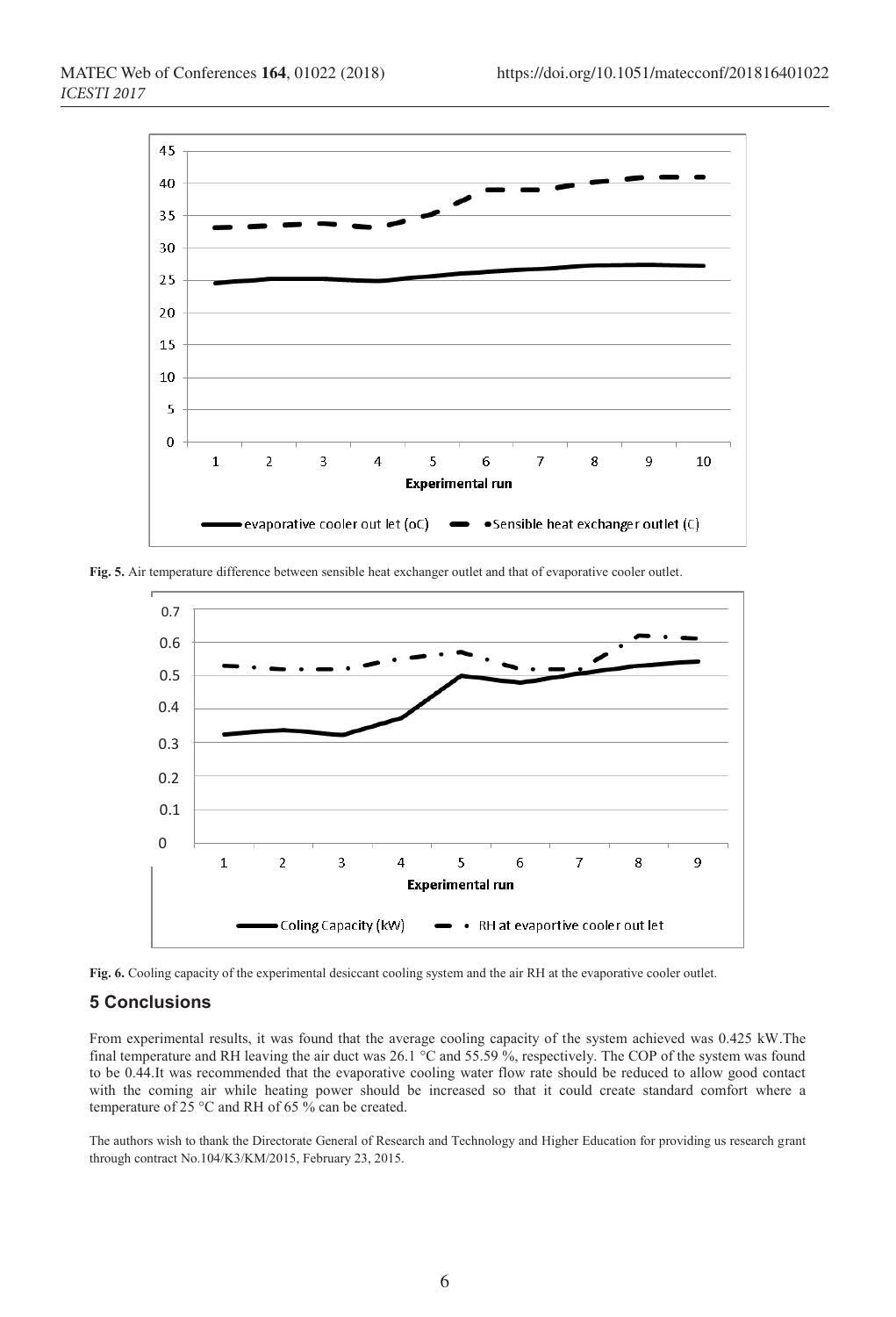**Fig. 5.** Air temperature difference between sensible heat exchanger outlet and that of evaporative cooler outlet.

**Fig. 6.** Cooling capacity of the experimental desiccant cooling system and the air RH at the evaporative cooler outlet.

## 5 Conclusions

From experimental results, it was found that the average cooling capacity of the system achieved was 0.425 kW.The final temperature and RH leaving the air duct was 26.1 °C and 55.59 %, respectively. The COP of the system was found to be 0.44.It was recommended that the evaporative cooling water flow rate should be reduced to allow good contact with the coming air while heating power should be increased so that it could create standard comfort where a temperature of 25 °C and RH of 65 % can be created.

The authors wish to thank the Directorate General of Research and Technology and Higher Education for providing us research grant through contract No.104/K3/KM/2015, February 23, 2015.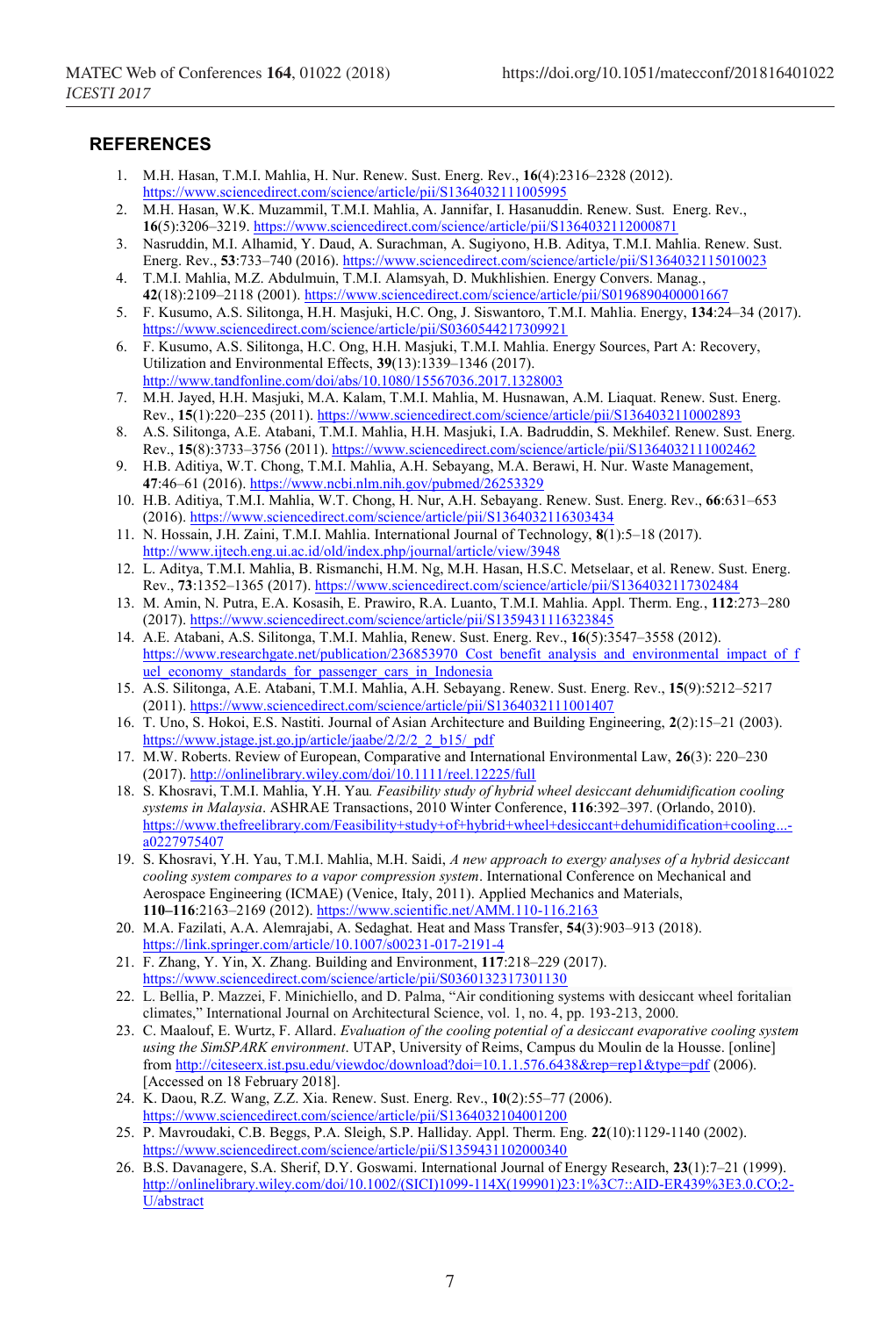## REFERENCES

1. M.H. Hasan, T.M.I. Mahlia, H. Nur. Renew. Sust. Energ. Rev., **16**(4):2316–2328 (2012). https://www.sciencedirect.com/science/article/pii/S1364032111005995
2. M.H. Hasan, W.K. Muzammil, T.M.I. Mahlia, A. Jannifar, I. Hasanuddin. Renew. Sust. Energ. Rev., **16**(5):3206–3219. https://www.sciencedirect.com/science/article/pii/S1364032112000871
3. Nasruddin, M.I. Alhamid, Y. Daud, A. Surachman, A. Sugiyono, H.B. Aditya, T.M.I. Mahlia. Renew. Sust. Energ. Rev., **53**:733–740 (2016). https://www.sciencedirect.com/science/article/pii/S1364032115010023
4. T.M.I. Mahlia, M.Z. Abdulmuin, T.M.I. Alamsyah, D. Mukhlishien. Energy Convers. Manag., **42**(18):2109–2118 (2001). https://www.sciencedirect.com/science/article/pii/S0196890400001667
5. F. Kusumo, A.S. Silitonga, H.H. Masjuki, H.C. Ong, J. Siswantoro, T.M.I. Mahlia. Energy, **134**:24–34 (2017). https://www.sciencedirect.com/science/article/pii/S0360544217309921
6. F. Kusumo, A.S. Silitonga, H.C. Ong, H.H. Masjuki, T.M.I. Mahlia. Energy Sources, Part A: Recovery, Utilization and Environmental Effects, **39**(13):1339–1346 (2017). http://www.tandfonline.com/doi/abs/10.1080/15567036.2017.1328003
7. M.H. Jayed, H.H. Masjuki, M.A. Kalam, T.M.I. Mahlia, M. Husnawan, A.M. Liaquat. Renew. Sust. Energ. Rev., **15**(1):220–235 (2011). https://www.sciencedirect.com/science/article/pii/S1364032110002893
8. A.S. Silitonga, A.E. Atabani, T.M.I. Mahlia, H.H. Masjuki, I.A. Badruddin, S. Mekhilef. Renew. Sust. Energ. Rev., **15**(8):3733–3756 (2011). https://www.sciencedirect.com/science/article/pii/S1364032111002462
9. H.B. Aditiya, W.T. Chong, T.M.I. Mahlia, A.H. Sebayang, M.A. Berawi, H. Nur. Waste Management, **47**:46–61 (2016). https://www.ncbi.nlm.nih.gov/pubmed/26253329
10. H.B. Aditiya, T.M.I. Mahlia, W.T. Chong, H. Nur, A.H. Sebayang. Renew. Sust. Energ. Rev., **66**:631–653 (2016). https://www.sciencedirect.com/science/article/pii/S1364032116303434
11. N. Hossain, J.H. Zaini, T.M.I. Mahlia. International Journal of Technology, **8**(1):5–18 (2017). http://www.ijtech.eng.ui.ac.id/old/index.php/journal/article/view/3948
12. L. Aditya, T.M.I. Mahlia, B. Rismanchi, H.M. Ng, M.H. Hasan, H.S.C. Metselaar, et al. Renew. Sust. Energ. Rev., **73**:1352–1365 (2017). https://www.sciencedirect.com/science/article/pii/S1364032117302484
13. M. Amin, N. Putra, E.A. Kosasih, E. Prawiro, R.A. Luanto, T.M.I. Mahlia. Appl. Therm. Eng., **112**:273–280 (2017). https://www.sciencedirect.com/science/article/pii/S1359431116323845
14. A.E. Atabani, A.S. Silitonga, T.M.I. Mahlia, Renew. Sust. Energ. Rev., **16**(5):3547–3558 (2012). https://www.researchgate.net/publication/236853970_Cost_benefit_analysis_and_environmental_impact_of_fuel_economy_standards_for_passenger_cars_in_Indonesia
15. A.S. Silitonga, A.E. Atabani, T.M.I. Mahlia, A.H. Sebayang. Renew. Sust. Energ. Rev., **15**(9):5212–5217 (2011). https://www.sciencedirect.com/science/article/pii/S1364032111001407
16. T. Uno, S. Hokoi, E.S. Nastiti. Journal of Asian Architecture and Building Engineering, **2**(2):15–21 (2003). https://www.jstage.jst.go.jp/article/jaabe/2/2/2_2_b15/_pdf
17. M.W. Roberts. Review of European, Comparative and International Environmental Law, **26**(3): 220–230 (2017). http://onlinelibrary.wiley.com/doi/10.1111/reel.12225/full
18. S. Khosravi, T.M.I. Mahlia, Y.H. Yau. *Feasibility study of hybrid wheel desiccant dehumidification cooling systems in Malaysia*. ASHRAE Transactions, 2010 Winter Conference, **116**:392–397. (Orlando, 2010). https://www.thefreelibrary.com/Feasibility+study+of+hybrid+wheel+desiccant+dehumidification+cooling...-a0227975407
19. S. Khosravi, Y.H. Yau, T.M.I. Mahlia, M.H. Saidi, *A new approach to exergy analyses of a hybrid desiccant cooling system compares to a vapor compression system*. International Conference on Mechanical and Aerospace Engineering (ICMAE) (Venice, Italy, 2011). Applied Mechanics and Materials, **110–116**:2163–2169 (2012). https://www.scientific.net/AMM.110-116.2163
20. M.A. Fazilati, A.A. Alemrajabi, A. Sedaghat. Heat and Mass Transfer, **54**(3):903–913 (2018). https://link.springer.com/article/10.1007/s00231-017-2191-4
21. F. Zhang, Y. Yin, X. Zhang. Building and Environment, **117**:218–229 (2017). https://www.sciencedirect.com/science/article/pii/S0360132317301130
22. L. Bellia, P. Mazzei, F. Minichiello, and D. Palma, "Air conditioning systems with desiccant wheel foritalian climates," International Journal on Architectural Science, vol. 1, no. 4, pp. 193-213, 2000.
23. C. Maalouf, E. Wurtz, F. Allard. *Evaluation of the cooling potential of a desiccant evaporative cooling system using the SimSPARK environment*. UTAP, University of Reims, Campus du Moulin de la Housse. [online] from http://citeseerx.ist.psu.edu/viewdoc/download?doi=10.1.1.576.6438&rep=rep1&type=pdf (2006). [Accessed on 18 February 2018].
24. K. Daou, R.Z. Wang, Z.Z. Xia. Renew. Sust. Energ. Rev., **10**(2):55–77 (2006). https://www.sciencedirect.com/science/article/pii/S1364032104001200
25. P. Mavroudaki, C.B. Beggs, P.A. Sleigh, S.P. Halliday. Appl. Therm. Eng. **22**(10):1129-1140 (2002). https://www.sciencedirect.com/science/article/pii/S1359431102000340
26. B.S. Davanagere, S.A. Sherif, D.Y. Goswami. International Journal of Energy Research, **23**(1):7–21 (1999). http://onlinelibrary.wiley.com/doi/10.1002/(SICI)1099-114X(199901)23:1%3C7::AID-ER439%3E3.0.CO;2-U/abstract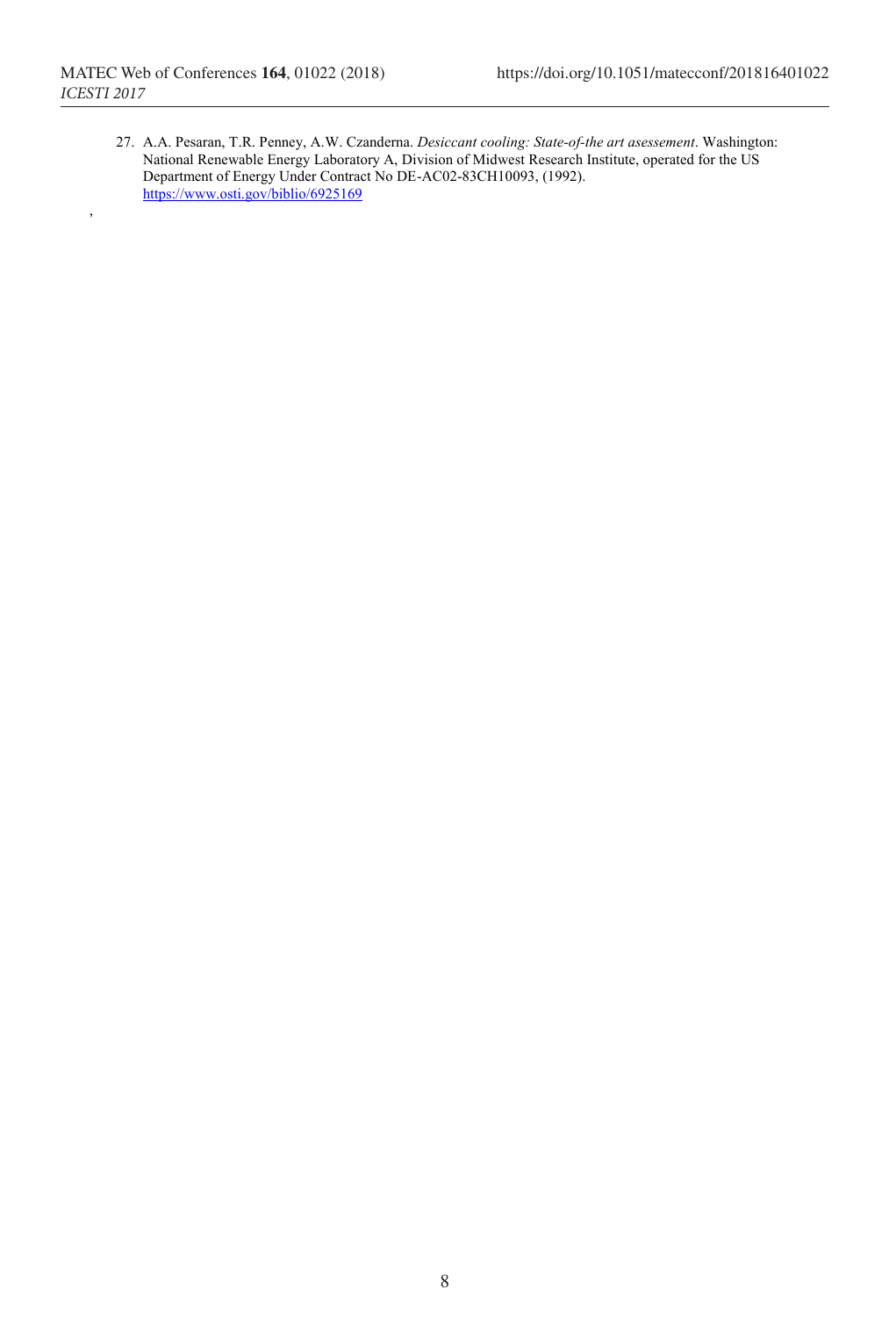27. A.A. Pesaran, T.R. Penney, A.W. Czanderna. *Desiccant cooling: State-of-the art asessement*. Washington: National Renewable Energy Laboratory A, Division of Midwest Research Institute, operated for the US Department of Energy Under Contract No DE-AC02-83CH10093, (1992). https://www.osti.gov/biblio/6925169

,